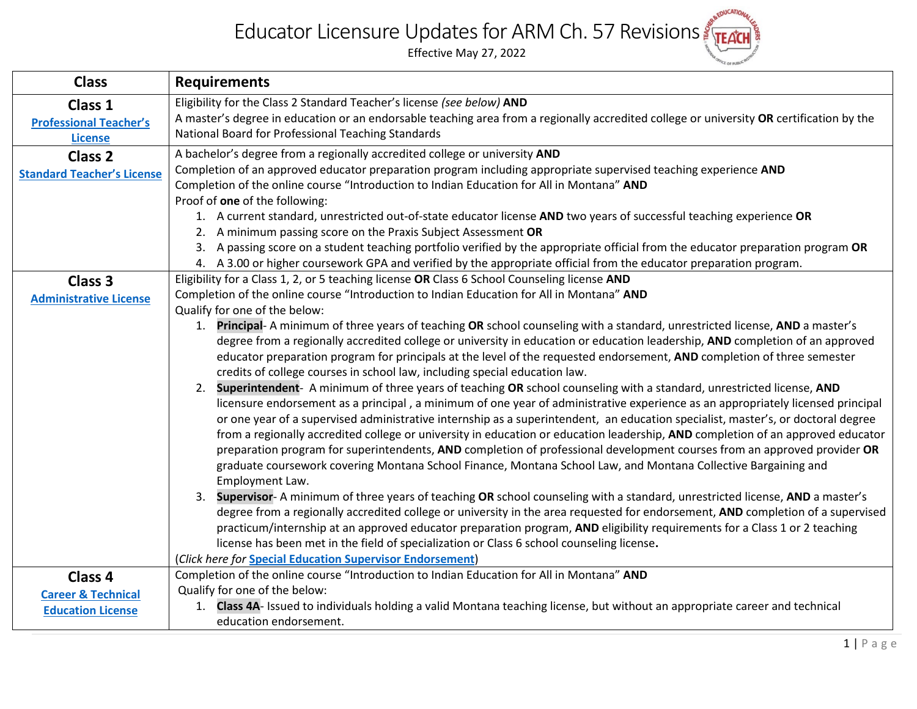# Educator Licensure Updates for ARM Ch. 57 Revisions

Effective May 27, 2022

| Class | Requirements |
|---|---|
| **Class 1** [Professional Teacher's License] | Eligibility for the Class 2 Standard Teacher's license *(see below)* **AND**<br>A master's degree in education or an endorsable teaching area from a regionally accredited college or university **OR** certification by the National Board for Professional Teaching Standards |
| **Class 2** [Standard Teacher's License] | A bachelor's degree from a regionally accredited college or university **AND**<br>Completion of an approved educator preparation program including appropriate supervised teaching experience **AND**<br>Completion of the online course "Introduction to Indian Education for All in Montana" **AND**<br>Proof of **one** of the following:<br>1. A current standard, unrestricted out-of-state educator license **AND** two years of successful teaching experience **OR**<br>2. A minimum passing score on the Praxis Subject Assessment **OR**<br>3. A passing score on a student teaching portfolio verified by the appropriate official from the educator preparation program **OR**<br>4. A 3.00 or higher coursework GPA and verified by the appropriate official from the educator preparation program. |
| **Class 3** [Administrative License] | Eligibility for a Class 1, 2, or 5 teaching license **OR** Class 6 School Counseling license **AND**<br>Completion of the online course "Introduction to Indian Education for All in Montana" **AND**<br>Qualify for one of the below:<br>1. **Principal**- A minimum of three years of teaching **OR** school counseling with a standard, unrestricted license, **AND** a master's degree from a regionally accredited college or university in education or education leadership, **AND** completion of an approved educator preparation program for principals at the level of the requested endorsement, **AND** completion of three semester credits of college courses in school law, including special education law.<br>2. **Superintendent**- A minimum of three years of teaching **OR** school counseling with a standard, unrestricted license, **AND** licensure endorsement as a principal , a minimum of one year of administrative experience as an appropriately licensed principal or one year of a supervised administrative internship as a superintendent, an education specialist, master's, or doctoral degree from a regionally accredited college or university in education or education leadership, **AND** completion of an approved educator preparation program for superintendents, **AND** completion of professional development courses from an approved provider **OR** graduate coursework covering Montana School Finance, Montana School Law, and Montana Collective Bargaining and Employment Law.<br>3. **Supervisor**- A minimum of three years of teaching **OR** school counseling with a standard, unrestricted license, **AND** a master's degree from a regionally accredited college or university in the area requested for endorsement, **AND** completion of a supervised practicum/internship at an approved educator preparation program, **AND** eligibility requirements for a Class 1 or 2 teaching license has been met in the field of specialization or Class 6 school counseling license.<br>(*Click here for* [Special Education Supervisor Endorsement]) |
| **Class 4** [Career & Technical Education License] | Completion of the online course "Introduction to Indian Education for All in Montana" **AND**<br>Qualify for one of the below:<br>1. **Class 4A**- Issued to individuals holding a valid Montana teaching license, but without an appropriate career and technical education endorsement. |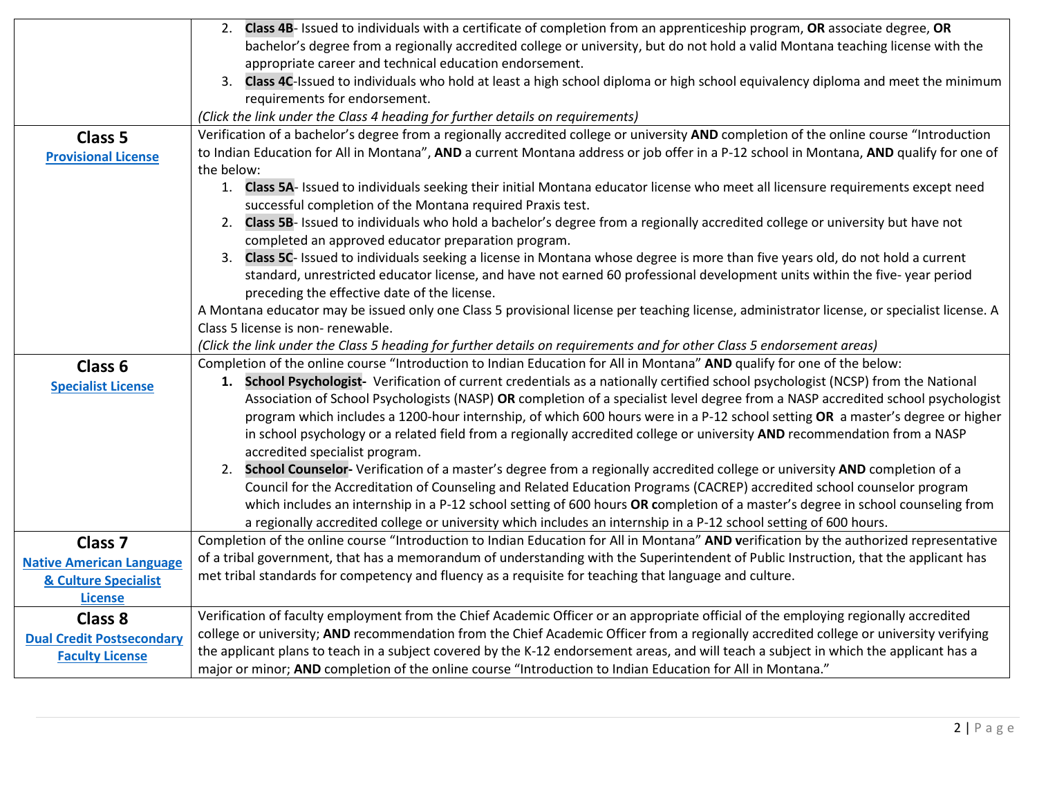| | |
|---|---|
| | 2. **Class 4B**- Issued to individuals with a certificate of completion from an apprenticeship program, **OR** associate degree, **OR** bachelor's degree from a regionally accredited college or university, but do not hold a valid Montana teaching license with the appropriate career and technical education endorsement.<br>3. **Class 4C**-Issued to individuals who hold at least a high school diploma or high school equivalency diploma and meet the minimum requirements for endorsement.<br>*(Click the link under the Class 4 heading for further details on requirements)* |
| **Class 5**<br>**Provisional License** | Verification of a bachelor's degree from a regionally accredited college or university **AND** completion of the online course "Introduction to Indian Education for All in Montana", **AND** a current Montana address or job offer in a P-12 school in Montana, **AND** qualify for one of the below:<br>1. **Class 5A**- Issued to individuals seeking their initial Montana educator license who meet all licensure requirements except need successful completion of the Montana required Praxis test.<br>2. **Class 5B**- Issued to individuals who hold a bachelor's degree from a regionally accredited college or university but have not completed an approved educator preparation program.<br>3. **Class 5C**- Issued to individuals seeking a license in Montana whose degree is more than five years old, do not hold a current standard, unrestricted educator license, and have not earned 60 professional development units within the five- year period preceding the effective date of the license.<br>A Montana educator may be issued only one Class 5 provisional license per teaching license, administrator license, or specialist license. A Class 5 license is non- renewable.<br>*(Click the link under the Class 5 heading for further details on requirements and for other Class 5 endorsement areas)* |
| **Class 6**<br>**Specialist License** | Completion of the online course "Introduction to Indian Education for All in Montana" **AND** qualify for one of the below:<br>1. **School Psychologist-** Verification of current credentials as a nationally certified school psychologist (NCSP) from the National Association of School Psychologists (NASP) **OR** completion of a specialist level degree from a NASP accredited school psychologist program which includes a 1200-hour internship, of which 600 hours were in a P-12 school setting **OR** a master's degree or higher in school psychology or a related field from a regionally accredited college or university **AND** recommendation from a NASP accredited specialist program.<br>2. **School Counselor-** Verification of a master's degree from a regionally accredited college or university **AND** completion of a Council for the Accreditation of Counseling and Related Education Programs (CACREP) accredited school counselor program which includes an internship in a P-12 school setting of 600 hours **OR c**ompletion of a master's degree in school counseling from a regionally accredited college or university which includes an internship in a P-12 school setting of 600 hours. |
| **Class 7**<br>**Native American Language & Culture Specialist License** | Completion of the online course "Introduction to Indian Education for All in Montana" **AND v**erification by the authorized representative of a tribal government, that has a memorandum of understanding with the Superintendent of Public Instruction, that the applicant has met tribal standards for competency and fluency as a requisite for teaching that language and culture. |
| **Class 8**<br>**Dual Credit Postsecondary Faculty License** | Verification of faculty employment from the Chief Academic Officer or an appropriate official of the employing regionally accredited college or university; **AND** recommendation from the Chief Academic Officer from a regionally accredited college or university verifying the applicant plans to teach in a subject covered by the K-12 endorsement areas, and will teach a subject in which the applicant has a major or minor; **AND** completion of the online course "Introduction to Indian Education for All in Montana." |